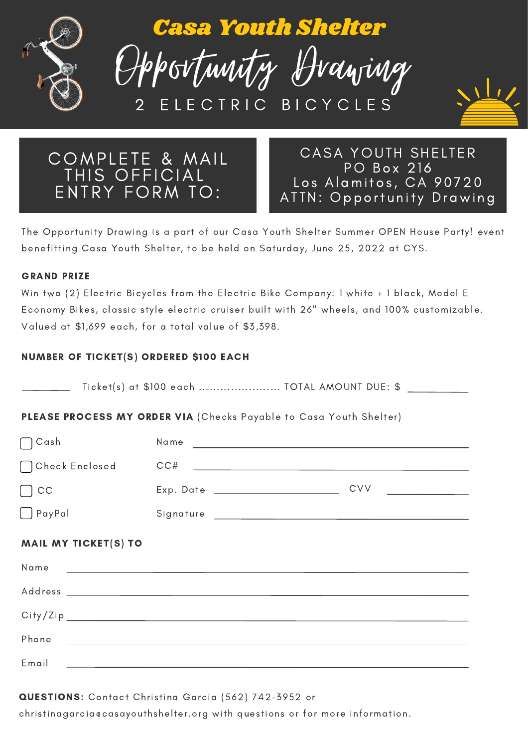# Casa Youth Shelter

# Opportunity Drawing

## 2 ELECTRIC BICYCLES

**COMPLETE & MAIL THIS OFFICIAL ENTRY FORM TO:**

CASA YOUTH SHELTER
PO Box 216
Los Alamitos, CA 90720
ATTN: Opportunity Drawing

The Opportunity Drawing is a part of our Casa Youth Shelter Summer OPEN House Party! event benefitting Casa Youth Shelter, to be held on Saturday, June 25, 2022 at CYS.

**GRAND PRIZE**

Win two (2) Electric Bicycles from the Electric Bike Company: 1 white + 1 black, Model E Economy Bikes, classic style electric cruiser built with 26" wheels, and 100% customizable. Valued at $1,699 each, for a total value of $3,398.

**NUMBER OF TICKET(S) ORDERED $100 EACH**

________ Ticket(s) at $100 each ...................... TOTAL AMOUNT DUE: $ __________

**PLEASE PROCESS MY ORDER VIA** (Checks Payable to Casa Youth Shelter)

- [ ] Cash
- [ ] Check Enclosed
- [ ] CC
- [ ] PayPal

Name ______________________________

CC# ______________________________

Exp. Date ______________ CVV __________

Signature ______________________________

**MAIL MY TICKET(S) TO**

Name ______________________________

Address ______________________________

City/Zip ______________________________

Phone ______________________________

Email ______________________________

**QUESTIONS:** Contact Christina Garcia (562) 742-3952 or christinagarcia@casayouthshelter.org with questions or for more information.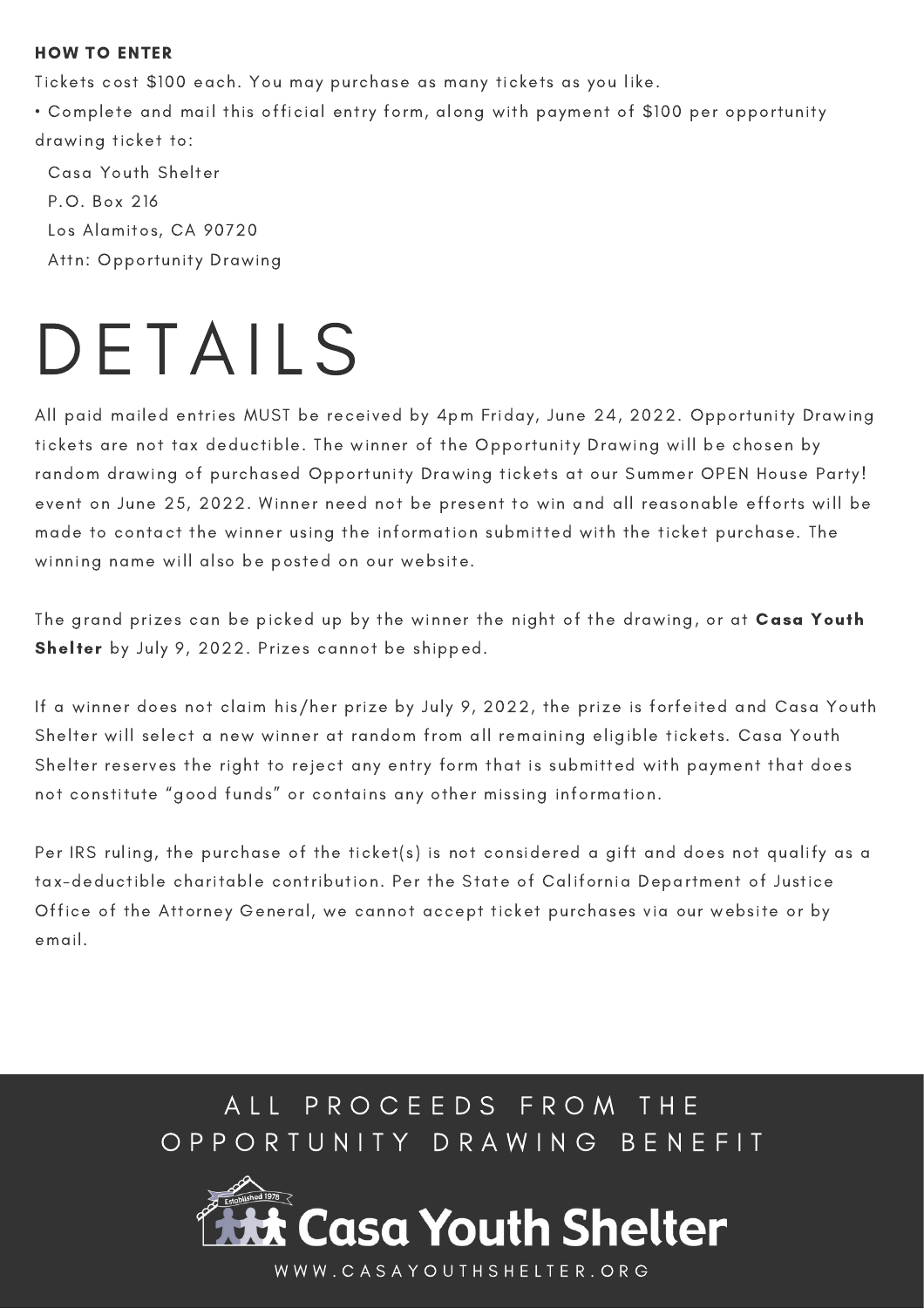#### HOW TO ENTER

Tickets cost $100 each. You may purchase as many tickets as you like.

• Complete and mail this official entry form, along with payment of $100 per opportunity drawing ticket to:

Casa Youth Shelter
P.O. Box 216
Los Alamitos, CA 90720
Attn: Opportunity Drawing

# DETAILS

All paid mailed entries MUST be received by 4pm Friday, June 24, 2022. Opportunity Drawing tickets are not tax deductible. The winner of the Opportunity Drawing will be chosen by random drawing of purchased Opportunity Drawing tickets at our Summer OPEN House Party! event on June 25, 2022. Winner need not be present to win and all reasonable efforts will be made to contact the winner using the information submitted with the ticket purchase. The winning name will also be posted on our website.

The grand prizes can be picked up by the winner the night of the drawing, or at **Casa Youth Shelter** by July 9, 2022. Prizes cannot be shipped.

If a winner does not claim his/her prize by July 9, 2022, the prize is forfeited and Casa Youth Shelter will select a new winner at random from all remaining eligible tickets. Casa Youth Shelter reserves the right to reject any entry form that is submitted with payment that does not constitute "good funds" or contains any other missing information.

Per IRS ruling, the purchase of the ticket(s) is not considered a gift and does not qualify as a tax-deductible charitable contribution. Per the State of California Department of Justice Office of the Attorney General, we cannot accept ticket purchases via our website or by email.

ALL PROCEEDS FROM THE OPPORTUNITY DRAWING BENEFIT

Established 1978

Casa Youth Shelter

WWW.CASAYOUTHSHELTER.ORG